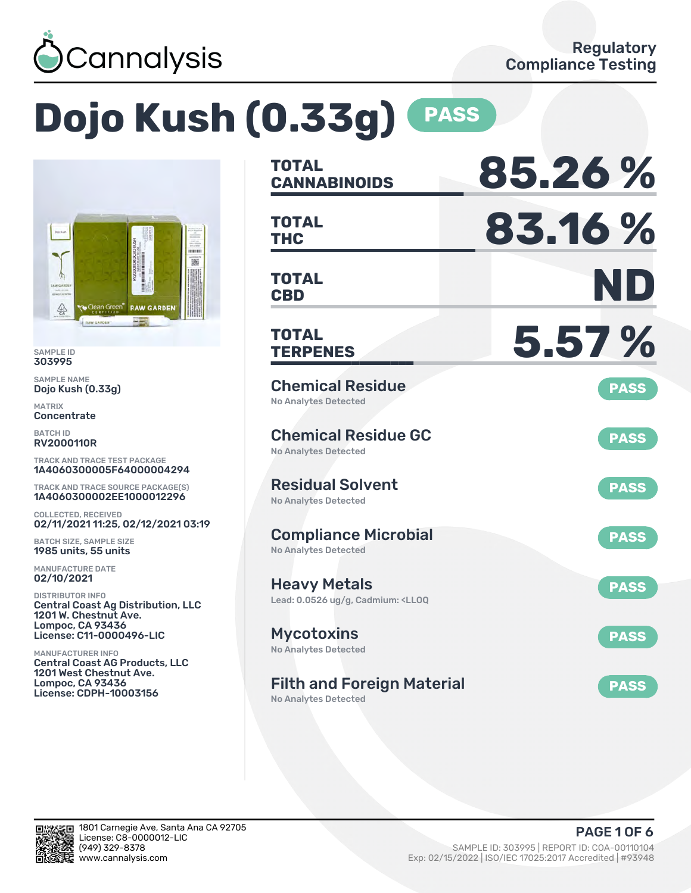Cannalysis

Regulatory Compliance Testing

# Dojo Kush (0.33g) PASS

SAMPLE ID
303995

SAMPLE NAME
Dojo Kush (0.33g)

MATRIX
Concentrate

BATCH ID
RV2000110R

TRACK AND TRACE TEST PACKAGE
1A4060300005F64000004294

TRACK AND TRACE SOURCE PACKAGE(S)
1A4060300002EE1000012296

COLLECTED, RECEIVED
02/11/2021 11:25, 02/12/2021 03:19

BATCH SIZE, SAMPLE SIZE
1985 units, 55 units

MANUFACTURE DATE
02/10/2021

DISTRIBUTOR INFO
Central Coast Ag Distribution, LLC
1201 W. Chestnut Ave.
Lompoc, CA 93436
License: C11-0000496-LIC

MANUFACTURER INFO
Central Coast AG Products, LLC
1201 West Chestnut Ave.
Lompoc, CA 93436
License: CDPH-10003156

| | |
|---|---|
| **TOTAL CANNABINOIDS** | **85.26 %** |
| **TOTAL THC** | **83.16 %** |
| **TOTAL CBD** | **ND** |
| **TOTAL TERPENES** | **5.57 %** |

| Test | Result | Status |
|---|---|---|
| Chemical Residue | No Analytes Detected | PASS |
| Chemical Residue GC | No Analytes Detected | PASS |
| Residual Solvent | No Analytes Detected | PASS |
| Compliance Microbial | No Analytes Detected | PASS |
| Heavy Metals | Lead: 0.0526 ug/g, Cadmium: <LLOQ | PASS |
| Mycotoxins | No Analytes Detected | PASS |
| Filth and Foreign Material | No Analytes Detected | PASS |

1801 Carnegie Ave, Santa Ana CA 92705
License: C8-0000012-LIC
(949) 329-8378
www.cannalysis.com

SAMPLE ID: 303995 | REPORT ID: COA-00110104
Exp: 02/15/2022 | ISO/IEC 17025:2017 Accredited | #93948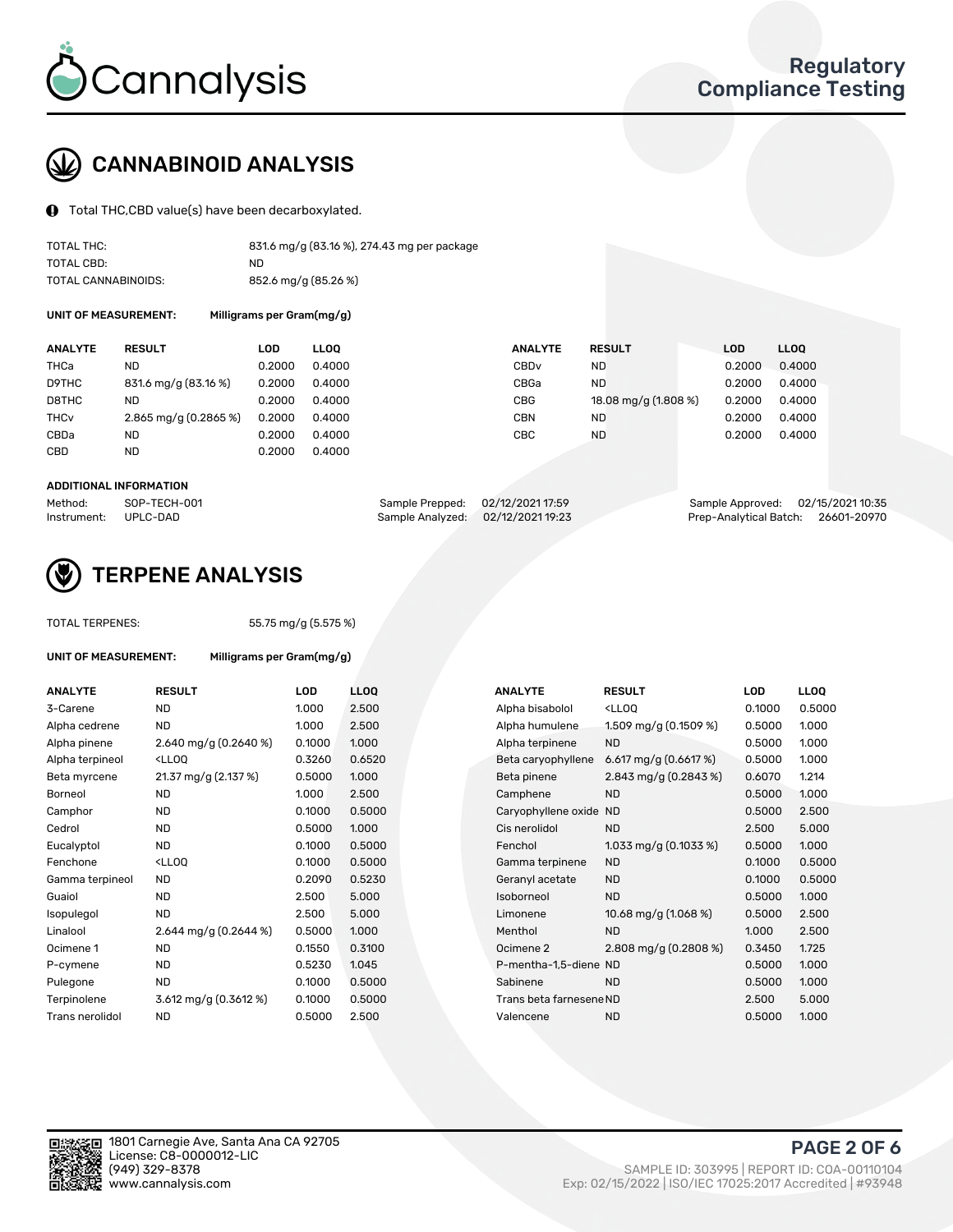# Cannalysis

## Regulatory Compliance Testing

## CANNABINOID ANALYSIS

Total THC,CBD value(s) have been decarboxylated.

| | |
|---|---|
| TOTAL THC: | 831.6 mg/g (83.16 %), 274.43 mg per package |
| TOTAL CBD: | ND |
| TOTAL CANNABINOIDS: | 852.6 mg/g (85.26 %) |

**UNIT OF MEASUREMENT:** Milligrams per Gram(mg/g)

| ANALYTE | RESULT | LOD | LLOQ | ANALYTE | RESULT | LOD | LLOQ |
|---|---|---|---|---|---|---|---|
| THCa | ND | 0.2000 | 0.4000 | CBDv | ND | 0.2000 | 0.4000 |
| D9THC | 831.6 mg/g (83.16 %) | 0.2000 | 0.4000 | CBGa | ND | 0.2000 | 0.4000 |
| D8THC | ND | 0.2000 | 0.4000 | CBG | 18.08 mg/g (1.808 %) | 0.2000 | 0.4000 |
| THCv | 2.865 mg/g (0.2865 %) | 0.2000 | 0.4000 | CBN | ND | 0.2000 | 0.4000 |
| CBDa | ND | 0.2000 | 0.4000 | CBC | ND | 0.2000 | 0.4000 |
| CBD | ND | 0.2000 | 0.4000 | | | | |

**ADDITIONAL INFORMATION**

| | | | | | |
|---|---|---|---|---|---|
| Method: | SOP-TECH-001 | Sample Prepped: | 02/12/2021 17:59 | Sample Approved: | 02/15/2021 10:35 |
| Instrument: | UPLC-DAD | Sample Analyzed: | 02/12/2021 19:23 | Prep-Analytical Batch: | 26601-20970 |

## TERPENE ANALYSIS

TOTAL TERPENES: 55.75 mg/g (5.575 %)

**UNIT OF MEASUREMENT:** Milligrams per Gram(mg/g)

| ANALYTE | RESULT | LOD | LLOQ | ANALYTE | RESULT | LOD | LLOQ |
|---|---|---|---|---|---|---|---|
| 3-Carene | ND | 1.000 | 2.500 | Alpha bisabolol | <LLOQ | 0.1000 | 0.5000 |
| Alpha cedrene | ND | 1.000 | 2.500 | Alpha humulene | 1.509 mg/g (0.1509 %) | 0.5000 | 1.000 |
| Alpha pinene | 2.640 mg/g (0.2640 %) | 0.1000 | 1.000 | Alpha terpinene | ND | 0.5000 | 1.000 |
| Alpha terpineol | <LLOQ | 0.3260 | 0.6520 | Beta caryophyllene | 6.617 mg/g (0.6617 %) | 0.5000 | 1.000 |
| Beta myrcene | 21.37 mg/g (2.137 %) | 0.5000 | 1.000 | Beta pinene | 2.843 mg/g (0.2843 %) | 0.6070 | 1.214 |
| Borneol | ND | 1.000 | 2.500 | Camphene | ND | 0.5000 | 1.000 |
| Camphor | ND | 0.1000 | 0.5000 | Caryophyllene oxide | ND | 0.5000 | 2.500 |
| Cedrol | ND | 0.5000 | 1.000 | Cis nerolidol | ND | 2.500 | 5.000 |
| Eucalyptol | ND | 0.1000 | 0.5000 | Fenchol | 1.033 mg/g (0.1033 %) | 0.5000 | 1.000 |
| Fenchone | <LLOQ | 0.1000 | 0.5000 | Gamma terpinene | ND | 0.1000 | 0.5000 |
| Gamma terpineol | ND | 0.2090 | 0.5230 | Geranyl acetate | ND | 0.1000 | 0.5000 |
| Guaiol | ND | 2.500 | 5.000 | Isoborneol | ND | 0.5000 | 1.000 |
| Isopulegol | ND | 2.500 | 5.000 | Limonene | 10.68 mg/g (1.068 %) | 0.5000 | 2.500 |
| Linalool | 2.644 mg/g (0.2644 %) | 0.5000 | 1.000 | Menthol | ND | 1.000 | 2.500 |
| Ocimene 1 | ND | 0.1550 | 0.3100 | Ocimene 2 | 2.808 mg/g (0.2808 %) | 0.3450 | 1.725 |
| P-cymene | ND | 0.5230 | 1.045 | P-mentha-1,5-diene | ND | 0.5000 | 1.000 |
| Pulegone | ND | 0.1000 | 0.5000 | Sabinene | ND | 0.5000 | 1.000 |
| Terpinolene | 3.612 mg/g (0.3612 %) | 0.1000 | 0.5000 | Trans beta farnesene | ND | 2.500 | 5.000 |
| Trans nerolidol | ND | 0.5000 | 2.500 | Valencene | ND | 0.5000 | 1.000 |

1801 Carnegie Ave, Santa Ana CA 92705
License: C8-0000012-LIC
(949) 329-8378
www.cannalysis.com

SAMPLE ID: 303995 | REPORT ID: COA-00110104
Exp: 02/15/2022 | ISO/IEC 17025:2017 Accredited | #93948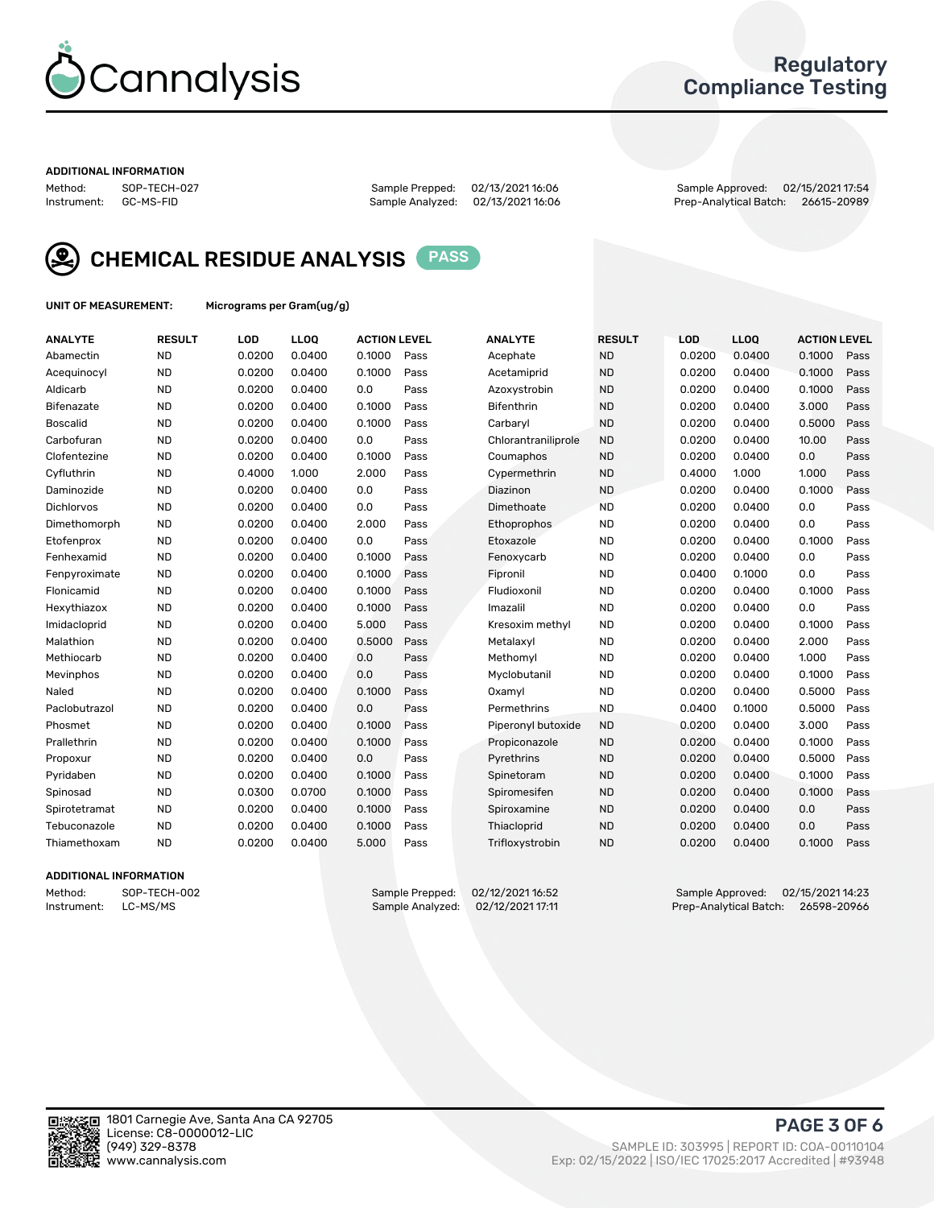# Cannalysis

## Regulatory Compliance Testing

**ADDITIONAL INFORMATION**

| | | | | | |
|---|---|---|---|---|---|
| Method: | SOP-TECH-027 | Sample Prepped: | 02/13/2021 16:06 | Sample Approved: | 02/15/2021 17:54 |
| Instrument: | GC-MS-FID | Sample Analyzed: | 02/13/2021 16:06 | Prep-Analytical Batch: | 26615-20989 |

## CHEMICAL RESIDUE ANALYSIS PASS

**UNIT OF MEASUREMENT:** Micrograms per Gram(ug/g)

| ANALYTE | RESULT | LOD | LLOQ | ACTION LEVEL | | ANALYTE | RESULT | LOD | LLOQ | ACTION LEVEL | |
|---|---|---|---|---|---|---|---|---|---|---|---|
| Abamectin | ND | 0.0200 | 0.0400 | 0.1000 | Pass | Acephate | ND | 0.0200 | 0.0400 | 0.1000 | Pass |
| Acequinocyl | ND | 0.0200 | 0.0400 | 0.1000 | Pass | Acetamiprid | ND | 0.0200 | 0.0400 | 0.1000 | Pass |
| Aldicarb | ND | 0.0200 | 0.0400 | 0.0 | Pass | Azoxystrobin | ND | 0.0200 | 0.0400 | 0.1000 | Pass |
| Bifenazate | ND | 0.0200 | 0.0400 | 0.1000 | Pass | Bifenthrin | ND | 0.0200 | 0.0400 | 3.000 | Pass |
| Boscalid | ND | 0.0200 | 0.0400 | 0.1000 | Pass | Carbaryl | ND | 0.0200 | 0.0400 | 0.5000 | Pass |
| Carbofuran | ND | 0.0200 | 0.0400 | 0.0 | Pass | Chlorantraniliprole | ND | 0.0200 | 0.0400 | 10.00 | Pass |
| Clofentezine | ND | 0.0200 | 0.0400 | 0.1000 | Pass | Coumaphos | ND | 0.0200 | 0.0400 | 0.0 | Pass |
| Cyfluthrin | ND | 0.4000 | 1.000 | 2.000 | Pass | Cypermethrin | ND | 0.4000 | 1.000 | 1.000 | Pass |
| Daminozide | ND | 0.0200 | 0.0400 | 0.0 | Pass | Diazinon | ND | 0.0200 | 0.0400 | 0.1000 | Pass |
| Dichlorvos | ND | 0.0200 | 0.0400 | 0.0 | Pass | Dimethoate | ND | 0.0200 | 0.0400 | 0.0 | Pass |
| Dimethomorph | ND | 0.0200 | 0.0400 | 2.000 | Pass | Ethoprophos | ND | 0.0200 | 0.0400 | 0.0 | Pass |
| Etofenprox | ND | 0.0200 | 0.0400 | 0.0 | Pass | Etoxazole | ND | 0.0200 | 0.0400 | 0.1000 | Pass |
| Fenhexamid | ND | 0.0200 | 0.0400 | 0.1000 | Pass | Fenoxycarb | ND | 0.0200 | 0.0400 | 0.0 | Pass |
| Fenpyroximate | ND | 0.0200 | 0.0400 | 0.1000 | Pass | Fipronil | ND | 0.0400 | 0.1000 | 0.0 | Pass |
| Flonicamid | ND | 0.0200 | 0.0400 | 0.1000 | Pass | Fludioxonil | ND | 0.0200 | 0.0400 | 0.1000 | Pass |
| Hexythiazox | ND | 0.0200 | 0.0400 | 0.1000 | Pass | Imazalil | ND | 0.0200 | 0.0400 | 0.0 | Pass |
| Imidacloprid | ND | 0.0200 | 0.0400 | 5.000 | Pass | Kresoxim methyl | ND | 0.0200 | 0.0400 | 0.1000 | Pass |
| Malathion | ND | 0.0200 | 0.0400 | 0.5000 | Pass | Metalaxyl | ND | 0.0200 | 0.0400 | 2.000 | Pass |
| Methiocarb | ND | 0.0200 | 0.0400 | 0.0 | Pass | Methomyl | ND | 0.0200 | 0.0400 | 1.000 | Pass |
| Mevinphos | ND | 0.0200 | 0.0400 | 0.0 | Pass | Myclobutanil | ND | 0.0200 | 0.0400 | 0.1000 | Pass |
| Naled | ND | 0.0200 | 0.0400 | 0.1000 | Pass | Oxamyl | ND | 0.0200 | 0.0400 | 0.5000 | Pass |
| Paclobutrazol | ND | 0.0200 | 0.0400 | 0.0 | Pass | Permethrins | ND | 0.0400 | 0.1000 | 0.5000 | Pass |
| Phosmet | ND | 0.0200 | 0.0400 | 0.1000 | Pass | Piperonyl butoxide | ND | 0.0200 | 0.0400 | 3.000 | Pass |
| Prallethrin | ND | 0.0200 | 0.0400 | 0.1000 | Pass | Propiconazole | ND | 0.0200 | 0.0400 | 0.1000 | Pass |
| Propoxur | ND | 0.0200 | 0.0400 | 0.0 | Pass | Pyrethrins | ND | 0.0200 | 0.0400 | 0.5000 | Pass |
| Pyridaben | ND | 0.0200 | 0.0400 | 0.1000 | Pass | Spinetoram | ND | 0.0200 | 0.0400 | 0.1000 | Pass |
| Spinosad | ND | 0.0300 | 0.0700 | 0.1000 | Pass | Spiromesifen | ND | 0.0200 | 0.0400 | 0.1000 | Pass |
| Spirotetramat | ND | 0.0200 | 0.0400 | 0.1000 | Pass | Spiroxamine | ND | 0.0200 | 0.0400 | 0.0 | Pass |
| Tebuconazole | ND | 0.0200 | 0.0400 | 0.1000 | Pass | Thiacloprid | ND | 0.0200 | 0.0400 | 0.0 | Pass |
| Thiamethoxam | ND | 0.0200 | 0.0400 | 5.000 | Pass | Trifloxystrobin | ND | 0.0200 | 0.0400 | 0.1000 | Pass |

**ADDITIONAL INFORMATION**

| | | | | | |
|---|---|---|---|---|---|
| Method: | SOP-TECH-002 | Sample Prepped: | 02/12/2021 16:52 | Sample Approved: | 02/15/2021 14:23 |
| Instrument: | LC-MS/MS | Sample Analyzed: | 02/12/2021 17:11 | Prep-Analytical Batch: | 26598-20966 |

1801 Carnegie Ave, Santa Ana CA 92705
License: C8-0000012-LIC
(949) 329-8378
www.cannalysis.com

SAMPLE ID: 303995 | REPORT ID: COA-00110104
Exp: 02/15/2022 | ISO/IEC 17025:2017 Accredited | #93948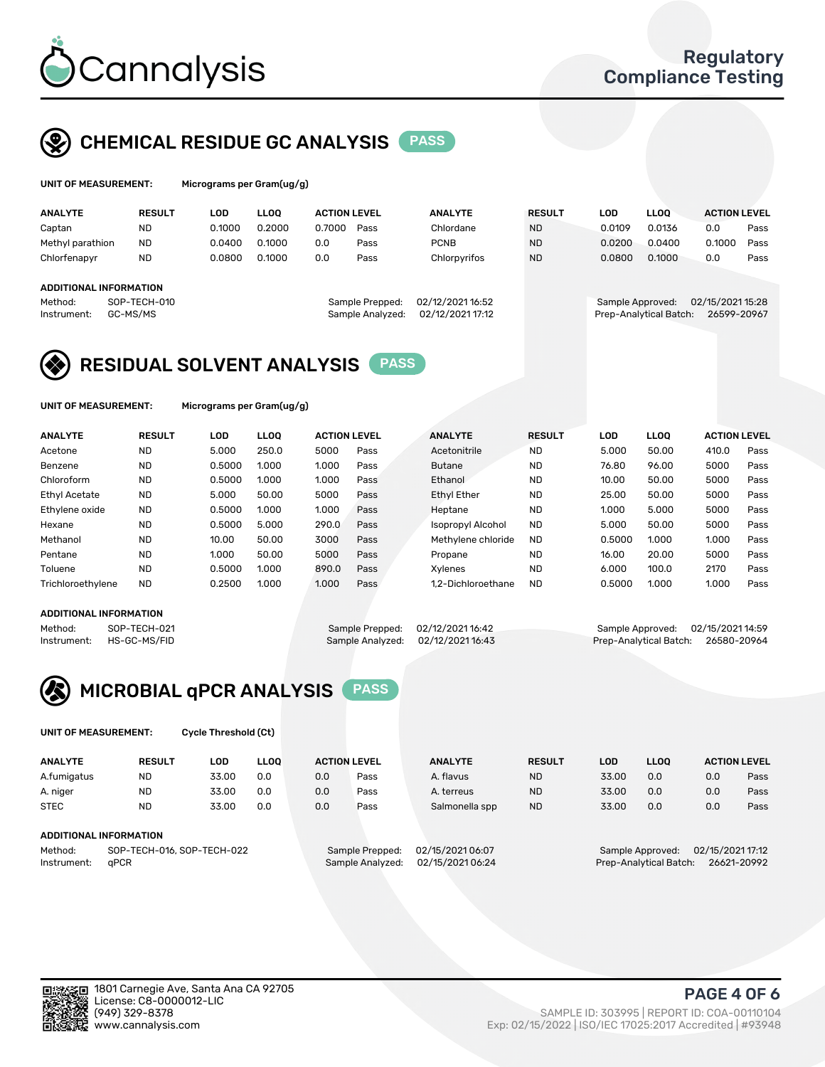# Cannalysis

Regulatory Compliance Testing

## CHEMICAL RESIDUE GC ANALYSIS PASS

**UNIT OF MEASUREMENT:** Micrograms per Gram(ug/g)

| ANALYTE | RESULT | LOD | LLOQ | ACTION LEVEL | | ANALYTE | RESULT | LOD | LLOQ | ACTION LEVEL | |
|---|---|---|---|---|---|---|---|---|---|---|---|
| Captan | ND | 0.1000 | 0.2000 | 0.7000 | Pass | Chlordane | ND | 0.0109 | 0.0136 | 0.0 | Pass |
| Methyl parathion | ND | 0.0400 | 0.1000 | 0.0 | Pass | PCNB | ND | 0.0200 | 0.0400 | 0.1000 | Pass |
| Chlorfenapyr | ND | 0.0800 | 0.1000 | 0.0 | Pass | Chlorpyrifos | ND | 0.0800 | 0.1000 | 0.0 | Pass |

**ADDITIONAL INFORMATION**

Method: SOP-TECH-010
Instrument: GC-MS/MS
Sample Prepped: 02/12/2021 16:52
Sample Analyzed: 02/12/2021 17:12
Sample Approved: 02/15/2021 15:28
Prep-Analytical Batch: 26599-20967

## RESIDUAL SOLVENT ANALYSIS PASS

**UNIT OF MEASUREMENT:** Micrograms per Gram(ug/g)

| ANALYTE | RESULT | LOD | LLOQ | ACTION LEVEL | | ANALYTE | RESULT | LOD | LLOQ | ACTION LEVEL | |
|---|---|---|---|---|---|---|---|---|---|---|---|
| Acetone | ND | 5.000 | 250.0 | 5000 | Pass | Acetonitrile | ND | 5.000 | 50.00 | 410.0 | Pass |
| Benzene | ND | 0.5000 | 1.000 | 1.000 | Pass | Butane | ND | 76.80 | 96.00 | 5000 | Pass |
| Chloroform | ND | 0.5000 | 1.000 | 1.000 | Pass | Ethanol | ND | 10.00 | 50.00 | 5000 | Pass |
| Ethyl Acetate | ND | 5.000 | 50.00 | 5000 | Pass | Ethyl Ether | ND | 25.00 | 50.00 | 5000 | Pass |
| Ethylene oxide | ND | 0.5000 | 1.000 | 1.000 | Pass | Heptane | ND | 1.000 | 5.000 | 5000 | Pass |
| Hexane | ND | 0.5000 | 5.000 | 290.0 | Pass | Isopropyl Alcohol | ND | 5.000 | 50.00 | 5000 | Pass |
| Methanol | ND | 10.00 | 50.00 | 3000 | Pass | Methylene chloride | ND | 0.5000 | 1.000 | 1.000 | Pass |
| Pentane | ND | 1.000 | 50.00 | 5000 | Pass | Propane | ND | 16.00 | 20.00 | 5000 | Pass |
| Toluene | ND | 0.5000 | 1.000 | 890.0 | Pass | Xylenes | ND | 6.000 | 100.0 | 2170 | Pass |
| Trichloroethylene | ND | 0.2500 | 1.000 | 1.000 | Pass | 1,2-Dichloroethane | ND | 0.5000 | 1.000 | 1.000 | Pass |

**ADDITIONAL INFORMATION**

Method: SOP-TECH-021
Instrument: HS-GC-MS/FID
Sample Prepped: 02/12/2021 16:42
Sample Analyzed: 02/12/2021 16:43
Sample Approved: 02/15/2021 14:59
Prep-Analytical Batch: 26580-20964

## MICROBIAL qPCR ANALYSIS PASS

**UNIT OF MEASUREMENT:** Cycle Threshold (Ct)

| ANALYTE | RESULT | LOD | LLOQ | ACTION LEVEL | | ANALYTE | RESULT | LOD | LLOQ | ACTION LEVEL | |
|---|---|---|---|---|---|---|---|---|---|---|---|
| A.fumigatus | ND | 33.00 | 0.0 | 0.0 | Pass | A. flavus | ND | 33.00 | 0.0 | 0.0 | Pass |
| A. niger | ND | 33.00 | 0.0 | 0.0 | Pass | A. terreus | ND | 33.00 | 0.0 | 0.0 | Pass |
| STEC | ND | 33.00 | 0.0 | 0.0 | Pass | Salmonella spp | ND | 33.00 | 0.0 | 0.0 | Pass |

**ADDITIONAL INFORMATION**

Method: SOP-TECH-016, SOP-TECH-022
Instrument: qPCR
Sample Prepped: 02/15/2021 06:07
Sample Analyzed: 02/15/2021 06:24
Sample Approved: 02/15/2021 17:12
Prep-Analytical Batch: 26621-20992

1801 Carnegie Ave, Santa Ana CA 92705
License: C8-0000012-LIC
(949) 329-8378
www.cannalysis.com

SAMPLE ID: 303995 | REPORT ID: COA-00110104
Exp: 02/15/2022 | ISO/IEC 17025:2017 Accredited | #93948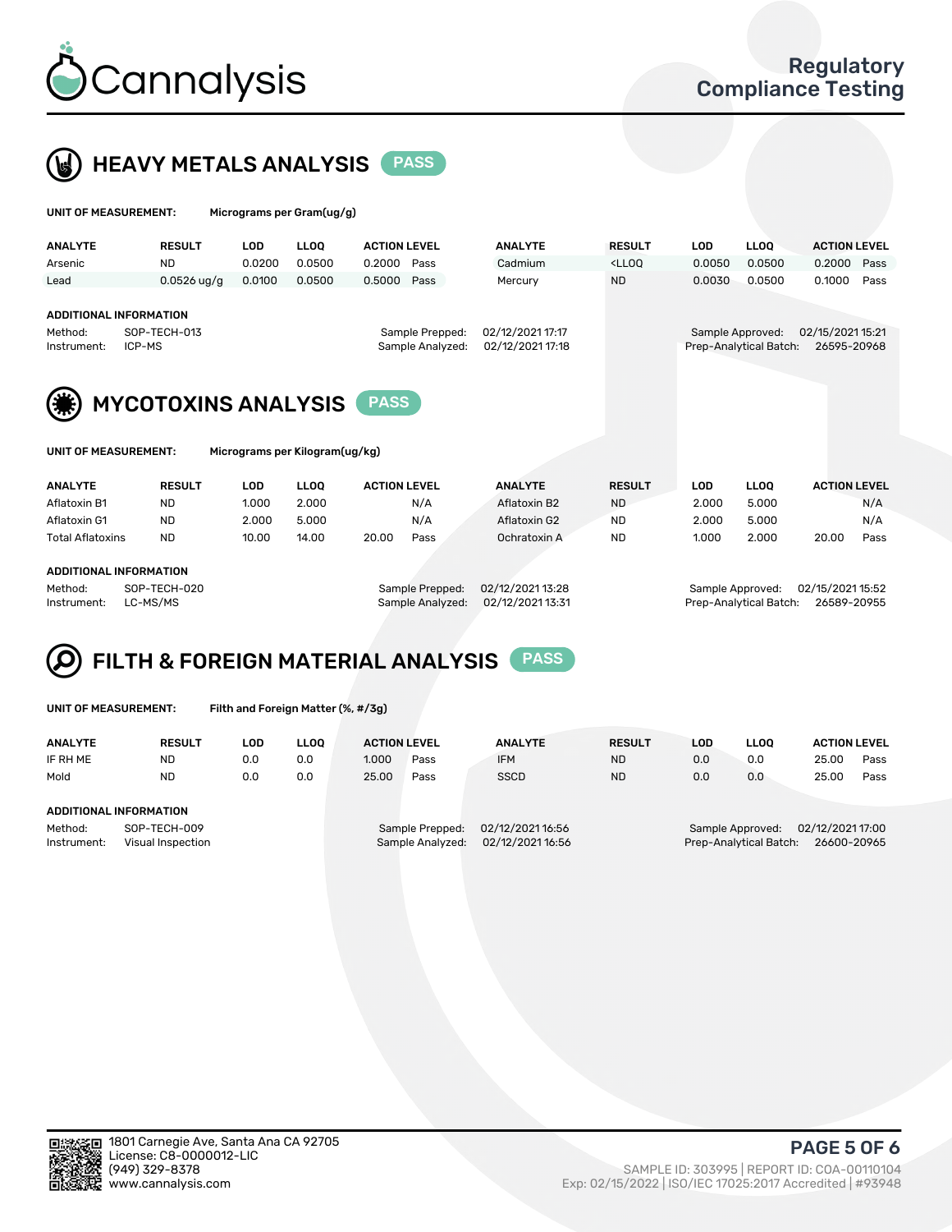# Cannalysis

## Regulatory Compliance Testing

## HEAVY METALS ANALYSIS PASS

**UNIT OF MEASUREMENT:** Micrograms per Gram(ug/g)

| ANALYTE | RESULT | LOD | LLOQ | ACTION LEVEL | | ANALYTE | RESULT | LOD | LLOQ | ACTION LEVEL | |
|---|---|---|---|---|---|---|---|---|---|---|---|
| Arsenic | ND | 0.0200 | 0.0500 | 0.2000 | Pass | Cadmium | <LLOQ | 0.0050 | 0.0500 | 0.2000 | Pass |
| Lead | 0.0526 ug/g | 0.0100 | 0.0500 | 0.5000 | Pass | Mercury | ND | 0.0030 | 0.0500 | 0.1000 | Pass |

**ADDITIONAL INFORMATION**

Method: SOP-TECH-013
Instrument: ICP-MS
Sample Prepped: 02/12/2021 17:17
Sample Analyzed: 02/12/2021 17:18
Sample Approved: 02/15/2021 15:21
Prep-Analytical Batch: 26595-20968

## MYCOTOXINS ANALYSIS PASS

**UNIT OF MEASUREMENT:** Micrograms per Kilogram(ug/kg)

| ANALYTE | RESULT | LOD | LLOQ | ACTION LEVEL | | ANALYTE | RESULT | LOD | LLOQ | ACTION LEVEL | |
|---|---|---|---|---|---|---|---|---|---|---|---|
| Aflatoxin B1 | ND | 1.000 | 2.000 | | N/A | Aflatoxin B2 | ND | 2.000 | 5.000 | | N/A |
| Aflatoxin G1 | ND | 2.000 | 5.000 | | N/A | Aflatoxin G2 | ND | 2.000 | 5.000 | | N/A |
| Total Aflatoxins | ND | 10.00 | 14.00 | 20.00 | Pass | Ochratoxin A | ND | 1.000 | 2.000 | 20.00 | Pass |

**ADDITIONAL INFORMATION**

Method: SOP-TECH-020
Instrument: LC-MS/MS
Sample Prepped: 02/12/2021 13:28
Sample Analyzed: 02/12/2021 13:31
Sample Approved: 02/15/2021 15:52
Prep-Analytical Batch: 26589-20955

## FILTH & FOREIGN MATERIAL ANALYSIS PASS

**UNIT OF MEASUREMENT:** Filth and Foreign Matter (%, #/3g)

| ANALYTE | RESULT | LOD | LLOQ | ACTION LEVEL | | ANALYTE | RESULT | LOD | LLOQ | ACTION LEVEL | |
|---|---|---|---|---|---|---|---|---|---|---|---|
| IF RH ME | ND | 0.0 | 0.0 | 1.000 | Pass | IFM | ND | 0.0 | 0.0 | 25.00 | Pass |
| Mold | ND | 0.0 | 0.0 | 25.00 | Pass | SSCD | ND | 0.0 | 0.0 | 25.00 | Pass |

**ADDITIONAL INFORMATION**

Method: SOP-TECH-009
Instrument: Visual Inspection
Sample Prepped: 02/12/2021 16:56
Sample Analyzed: 02/12/2021 16:56
Sample Approved: 02/12/2021 17:00
Prep-Analytical Batch: 26600-20965

1801 Carnegie Ave, Santa Ana CA 92705
License: C8-0000012-LIC
(949) 329-8378
www.cannalysis.com

SAMPLE ID: 303995 | REPORT ID: COA-00110104
Exp: 02/15/2022 | ISO/IEC 17025:2017 Accredited | #93948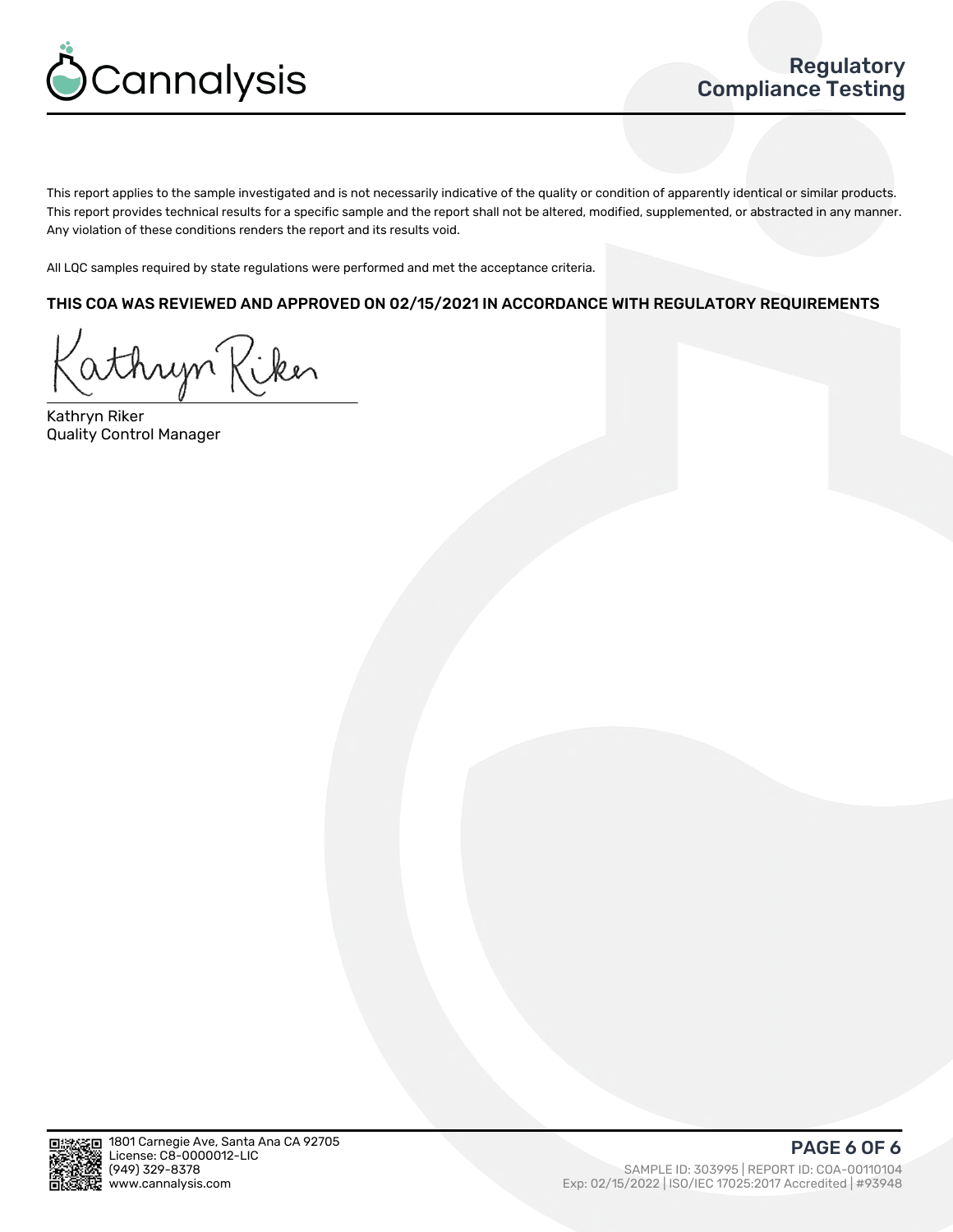This report applies to the sample investigated and is not necessarily indicative of the quality or condition of apparently identical or similar products. This report provides technical results for a specific sample and the report shall not be altered, modified, supplemented, or abstracted in any manner. Any violation of these conditions renders the report and its results void.

All LQC samples required by state regulations were performed and met the acceptance criteria.

**THIS COA WAS REVIEWED AND APPROVED ON 02/15/2021 IN ACCORDANCE WITH REGULATORY REQUIREMENTS**

Kathryn Riker
Quality Control Manager